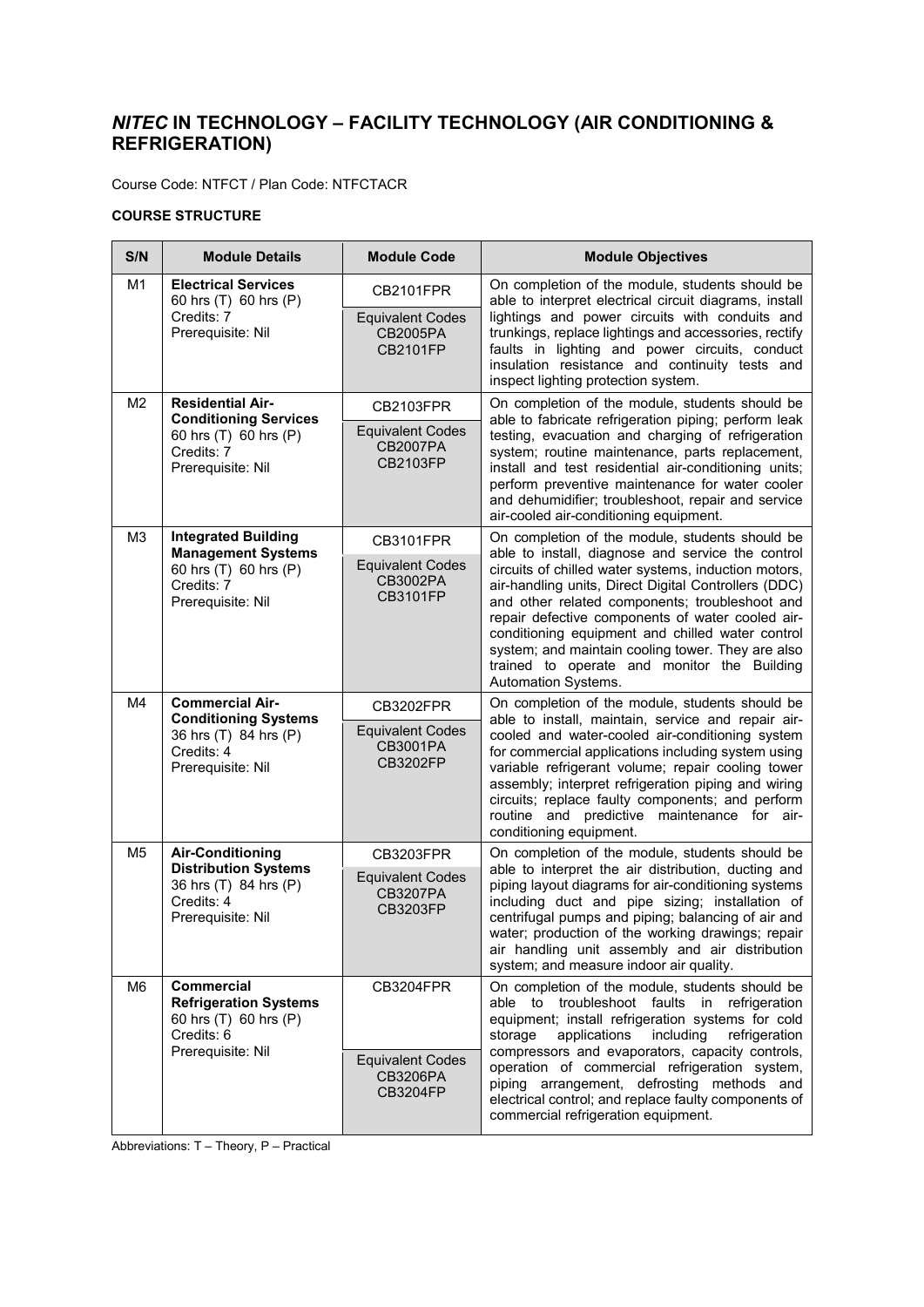# *NITEC* IN TECHNOLOGY – FACILITY TECHNOLOGY (AIR CONDITIONING & REFRIGERATION)

Course Code: NTFCT / Plan Code: NTFCTACR

**COURSE STRUCTURE**

| S/N | Module Details | Module Code | Module Objectives |
|---|---|---|---|
| M1 | **Electrical Services**<br>60 hrs (T) 60 hrs (P)<br>Credits: 7<br>Prerequisite: Nil | CB2101FPR<br><br>Equivalent Codes<br>CB2005PA<br>CB2101FP | On completion of the module, students should be able to interpret electrical circuit diagrams, install lightings and power circuits with conduits and trunkings, replace lightings and accessories, rectify faults in lighting and power circuits, conduct insulation resistance and continuity tests and inspect lighting protection system. |
| M2 | **Residential Air-Conditioning Services**<br>60 hrs (T) 60 hrs (P)<br>Credits: 7<br>Prerequisite: Nil | CB2103FPR<br><br>Equivalent Codes<br>CB2007PA<br>CB2103FP | On completion of the module, students should be able to fabricate refrigeration piping; perform leak testing, evacuation and charging of refrigeration system; routine maintenance, parts replacement, install and test residential air-conditioning units; perform preventive maintenance for water cooler and dehumidifier; troubleshoot, repair and service air-cooled air-conditioning equipment. |
| M3 | **Integrated Building Management Systems**<br>60 hrs (T) 60 hrs (P)<br>Credits: 7<br>Prerequisite: Nil | CB3101FPR<br><br>Equivalent Codes<br>CB3002PA<br>CB3101FP | On completion of the module, students should be able to install, diagnose and service the control circuits of chilled water systems, induction motors, air-handling units, Direct Digital Controllers (DDC) and other related components; troubleshoot and repair defective components of water cooled air-conditioning equipment and chilled water control system; and maintain cooling tower. They are also trained to operate and monitor the Building Automation Systems. |
| M4 | **Commercial Air-Conditioning Systems**<br>36 hrs (T) 84 hrs (P)<br>Credits: 4<br>Prerequisite: Nil | CB3202FPR<br><br>Equivalent Codes<br>CB3001PA<br>CB3202FP | On completion of the module, students should be able to install, maintain, service and repair air-cooled and water-cooled air-conditioning system for commercial applications including system using variable refrigerant volume; repair cooling tower assembly; interpret refrigeration piping and wiring circuits; replace faulty components; and perform routine and predictive maintenance for air-conditioning equipment. |
| M5 | **Air-Conditioning Distribution Systems**<br>36 hrs (T) 84 hrs (P)<br>Credits: 4<br>Prerequisite: Nil | CB3203FPR<br><br>Equivalent Codes<br>CB3207PA<br>CB3203FP | On completion of the module, students should be able to interpret the air distribution, ducting and piping layout diagrams for air-conditioning systems including duct and pipe sizing; installation of centrifugal pumps and piping; balancing of air and water; production of the working drawings; repair air handling unit assembly and air distribution system; and measure indoor air quality. |
| M6 | **Commercial Refrigeration Systems**<br>60 hrs (T) 60 hrs (P)<br>Credits: 6<br>Prerequisite: Nil | CB3204FPR<br><br>Equivalent Codes<br>CB3206PA<br>CB3204FP | On completion of the module, students should be able to troubleshoot faults in refrigeration equipment; install refrigeration systems for cold storage applications including refrigeration compressors and evaporators, capacity controls, operation of commercial refrigeration system, piping arrangement, defrosting methods and electrical control; and replace faulty components of commercial refrigeration equipment. |

Abbreviations: T – Theory, P – Practical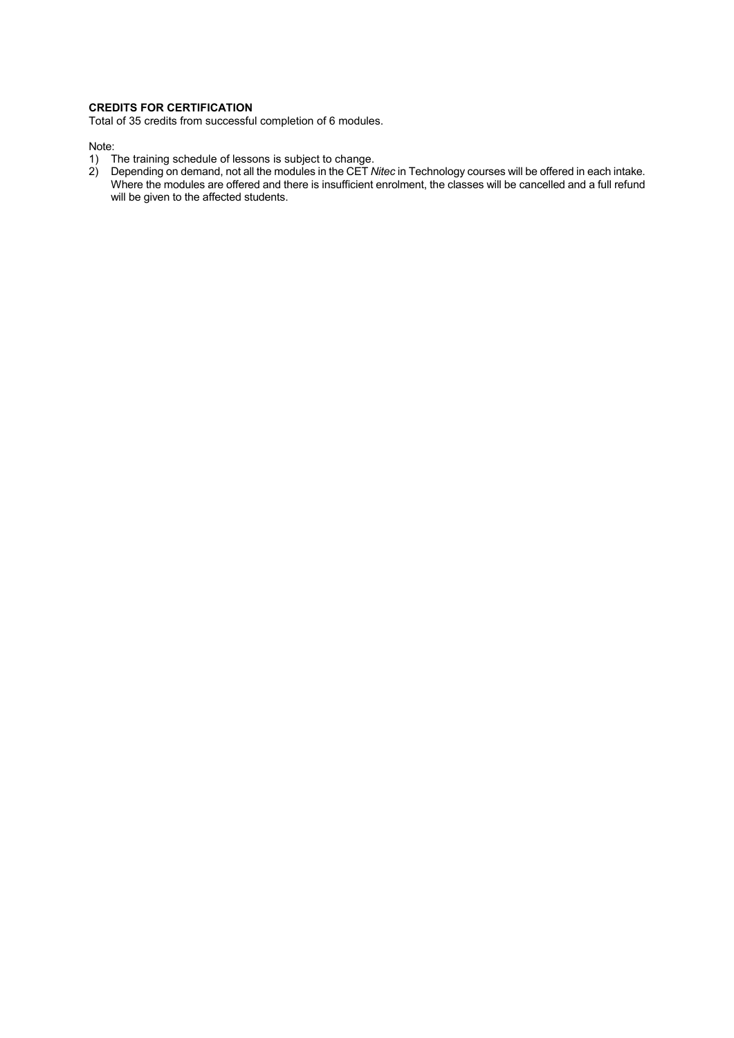**CREDITS FOR CERTIFICATION**
Total of 35 credits from successful completion of 6 modules.

Note:

1) The training schedule of lessons is subject to change.
2) Depending on demand, not all the modules in the CET *Nitec* in Technology courses will be offered in each intake. Where the modules are offered and there is insufficient enrolment, the classes will be cancelled and a full refund will be given to the affected students.